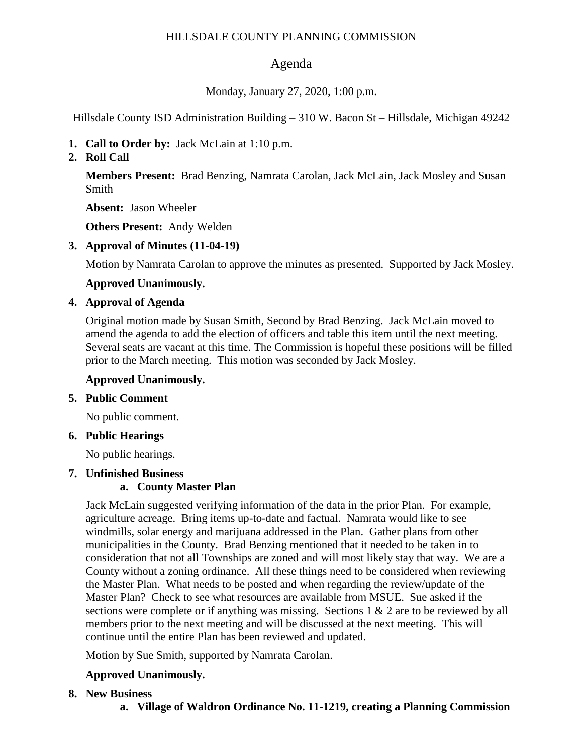HILLSDALE COUNTY PLANNING COMMISSION

# Agenda

Monday, January 27, 2020, 1:00 p.m.

Hillsdale County ISD Administration Building – 310 W. Bacon St – Hillsdale, Michigan 49242

1. **Call to Order by:** Jack McLain at 1:10 p.m.
2. **Roll Call**

   **Members Present:** Brad Benzing, Namrata Carolan, Jack McLain, Jack Mosley and Susan Smith

   **Absent:** Jason Wheeler

   **Others Present:** Andy Welden

3. **Approval of Minutes (11-04-19)**

   Motion by Namrata Carolan to approve the minutes as presented. Supported by Jack Mosley.

   **Approved Unanimously.**

4. **Approval of Agenda**

   Original motion made by Susan Smith, Second by Brad Benzing. Jack McLain moved to amend the agenda to add the election of officers and table this item until the next meeting. Several seats are vacant at this time. The Commission is hopeful these positions will be filled prior to the March meeting. This motion was seconded by Jack Mosley.

   **Approved Unanimously.**

5. **Public Comment**

   No public comment.

6. **Public Hearings**

   No public hearings.

7. **Unfinished Business**
   a. **County Master Plan**

   Jack McLain suggested verifying information of the data in the prior Plan. For example, agriculture acreage. Bring items up-to-date and factual. Namrata would like to see windmills, solar energy and marijuana addressed in the Plan. Gather plans from other municipalities in the County. Brad Benzing mentioned that it needed to be taken in to consideration that not all Townships are zoned and will most likely stay that way. We are a County without a zoning ordinance. All these things need to be considered when reviewing the Master Plan. What needs to be posted and when regarding the review/update of the Master Plan? Check to see what resources are available from MSUE. Sue asked if the sections were complete or if anything was missing. Sections 1 & 2 are to be reviewed by all members prior to the next meeting and will be discussed at the next meeting. This will continue until the entire Plan has been reviewed and updated.

   Motion by Sue Smith, supported by Namrata Carolan.

   **Approved Unanimously.**

8. **New Business**
   a. **Village of Waldron Ordinance No. 11-1219, creating a Planning Commission**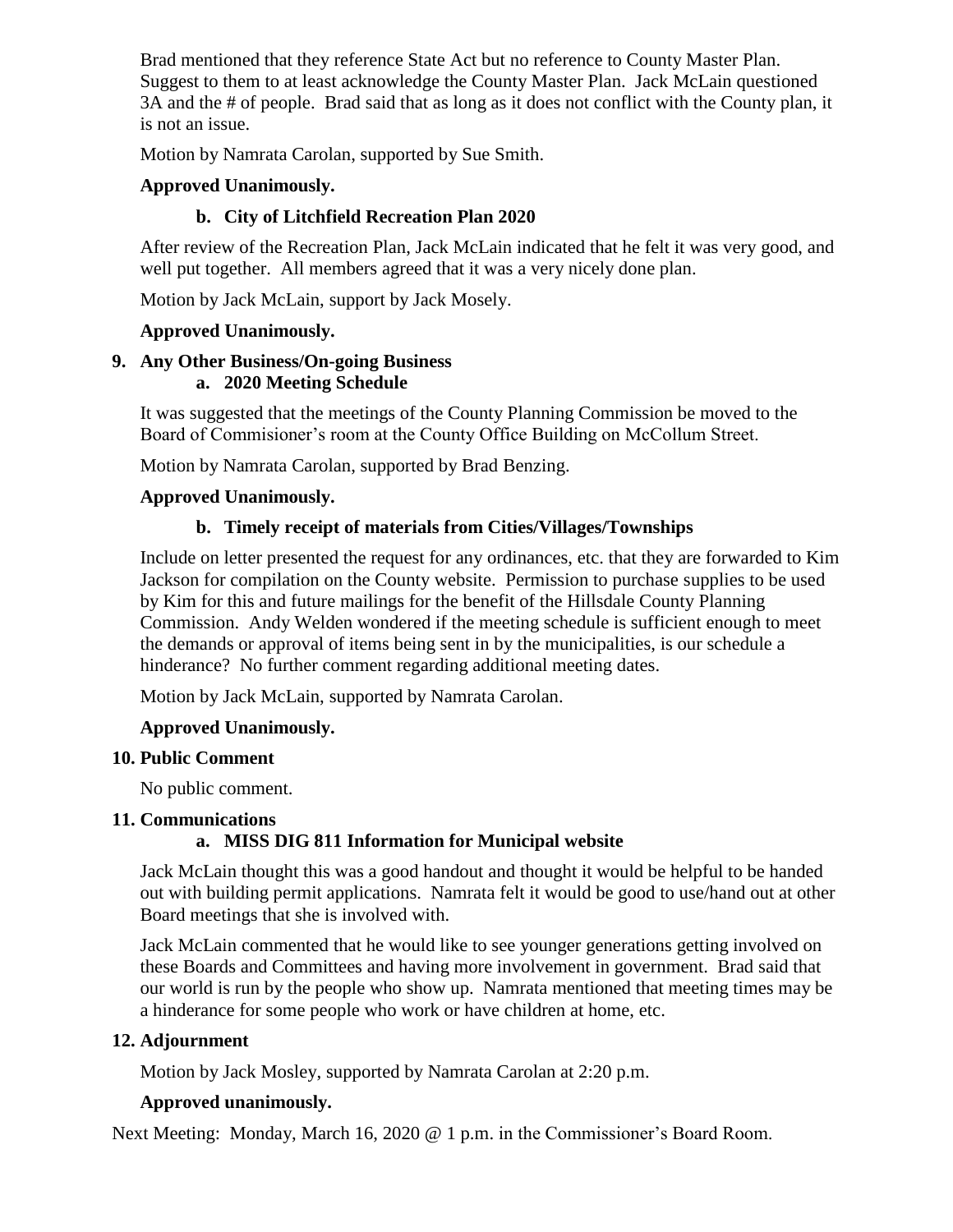Brad mentioned that they reference State Act but no reference to County Master Plan. Suggest to them to at least acknowledge the County Master Plan. Jack McLain questioned 3A and the # of people. Brad said that as long as it does not conflict with the County plan, it is not an issue.

Motion by Namrata Carolan, supported by Sue Smith.

**Approved Unanimously.**

**b. City of Litchfield Recreation Plan 2020**

After review of the Recreation Plan, Jack McLain indicated that he felt it was very good, and well put together. All members agreed that it was a very nicely done plan.

Motion by Jack McLain, support by Jack Mosely.

**Approved Unanimously.**

**9. Any Other Business/On-going Business**

**a. 2020 Meeting Schedule**

It was suggested that the meetings of the County Planning Commission be moved to the Board of Commisioner's room at the County Office Building on McCollum Street.

Motion by Namrata Carolan, supported by Brad Benzing.

**Approved Unanimously.**

**b. Timely receipt of materials from Cities/Villages/Townships**

Include on letter presented the request for any ordinances, etc. that they are forwarded to Kim Jackson for compilation on the County website. Permission to purchase supplies to be used by Kim for this and future mailings for the benefit of the Hillsdale County Planning Commission. Andy Welden wondered if the meeting schedule is sufficient enough to meet the demands or approval of items being sent in by the municipalities, is our schedule a hinderance? No further comment regarding additional meeting dates.

Motion by Jack McLain, supported by Namrata Carolan.

**Approved Unanimously.**

**10. Public Comment**

No public comment.

**11. Communications**

**a. MISS DIG 811 Information for Municipal website**

Jack McLain thought this was a good handout and thought it would be helpful to be handed out with building permit applications. Namrata felt it would be good to use/hand out at other Board meetings that she is involved with.

Jack McLain commented that he would like to see younger generations getting involved on these Boards and Committees and having more involvement in government. Brad said that our world is run by the people who show up. Namrata mentioned that meeting times may be a hinderance for some people who work or have children at home, etc.

**12. Adjournment**

Motion by Jack Mosley, supported by Namrata Carolan at 2:20 p.m.

**Approved unanimously.**

Next Meeting: Monday, March 16, 2020 @ 1 p.m. in the Commissioner's Board Room.